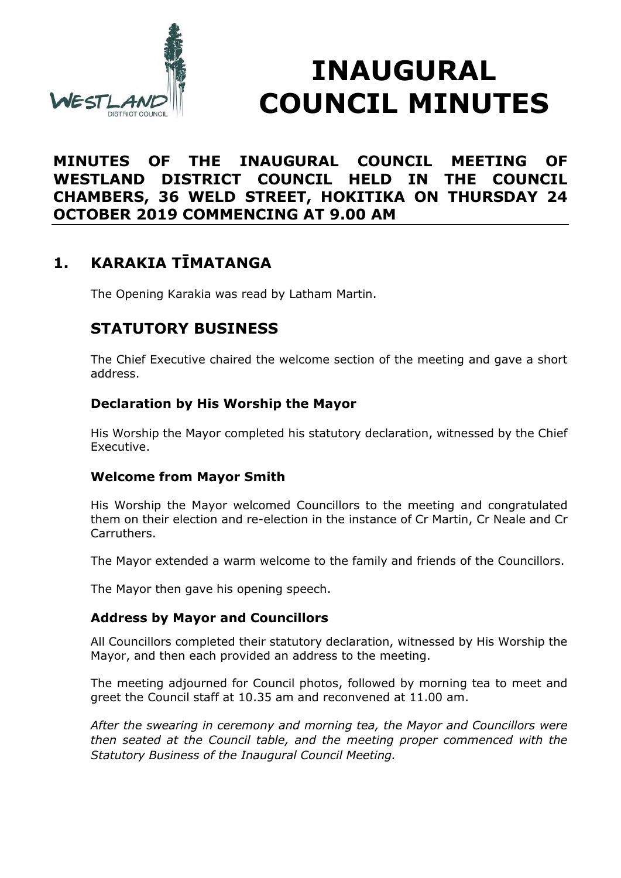# INAUGURAL COUNCIL MINUTES

**MINUTES OF THE INAUGURAL COUNCIL MEETING OF WESTLAND DISTRICT COUNCIL HELD IN THE COUNCIL CHAMBERS, 36 WELD STREET, HOKITIKA ON THURSDAY 24 OCTOBER 2019 COMMENCING AT 9.00 AM**

## 1. KARAKIA TĪMATANGA

The Opening Karakia was read by Latham Martin.

## STATUTORY BUSINESS

The Chief Executive chaired the welcome section of the meeting and gave a short address.

### Declaration by His Worship the Mayor

His Worship the Mayor completed his statutory declaration, witnessed by the Chief Executive.

### Welcome from Mayor Smith

His Worship the Mayor welcomed Councillors to the meeting and congratulated them on their election and re-election in the instance of Cr Martin, Cr Neale and Cr Carruthers.

The Mayor extended a warm welcome to the family and friends of the Councillors.

The Mayor then gave his opening speech.

### Address by Mayor and Councillors

All Councillors completed their statutory declaration, witnessed by His Worship the Mayor, and then each provided an address to the meeting.

The meeting adjourned for Council photos, followed by morning tea to meet and greet the Council staff at 10.35 am and reconvened at 11.00 am.

*After the swearing in ceremony and morning tea, the Mayor and Councillors were then seated at the Council table, and the meeting proper commenced with the Statutory Business of the Inaugural Council Meeting.*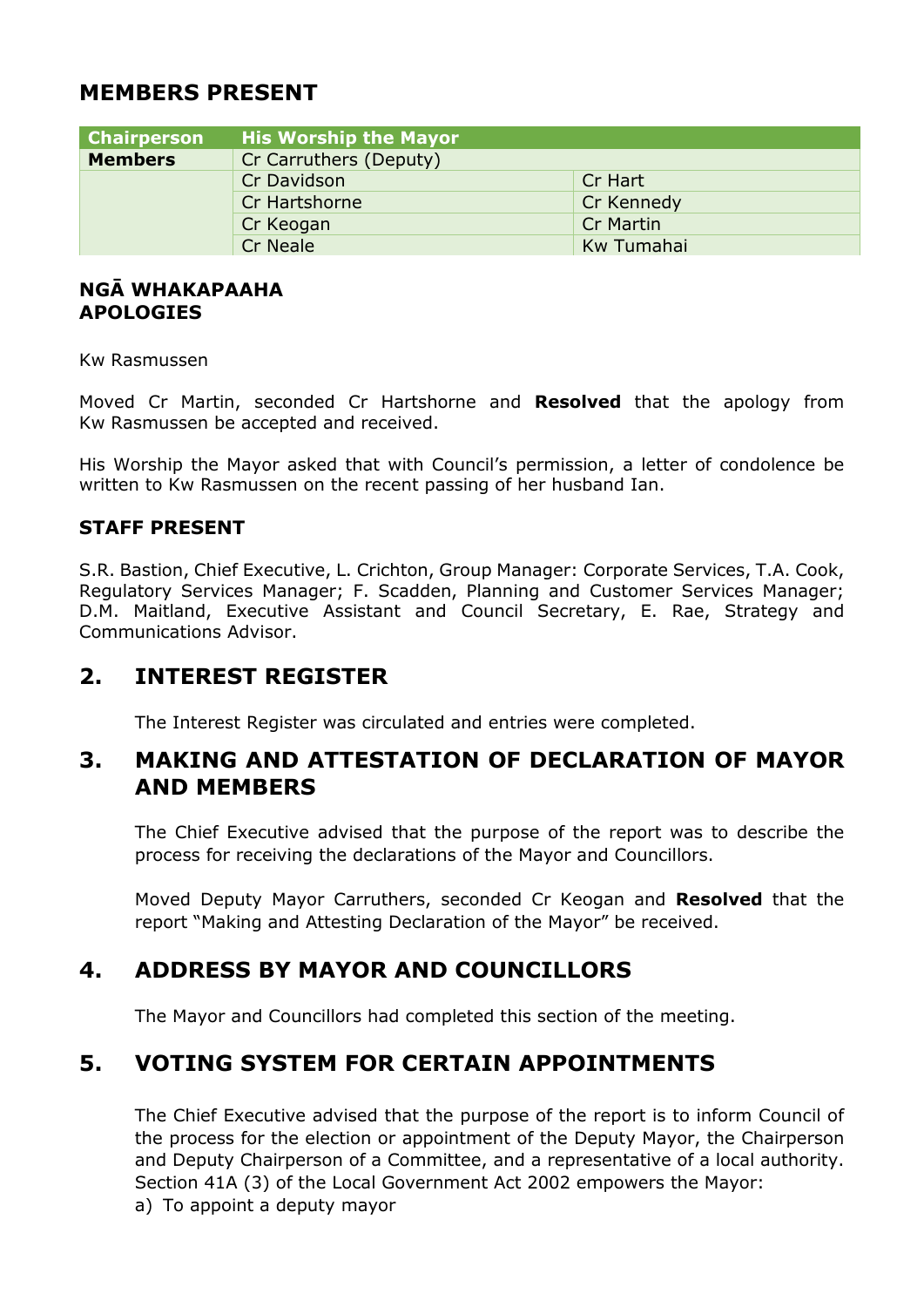## MEMBERS PRESENT

| Chairperson | His Worship the Mayor | |
|---|---|---|
| **Members** | Cr Carruthers (Deputy) | |
| | Cr Davidson | Cr Hart |
| | Cr Hartshorne | Cr Kennedy |
| | Cr Keogan | Cr Martin |
| | Cr Neale | Kw Tumahai |

### NGĀ WHAKAPAAHA
### APOLOGIES

Kw Rasmussen

Moved Cr Martin, seconded Cr Hartshorne and **Resolved** that the apology from Kw Rasmussen be accepted and received.

His Worship the Mayor asked that with Council's permission, a letter of condolence be written to Kw Rasmussen on the recent passing of her husband Ian.

### STAFF PRESENT

S.R. Bastion, Chief Executive, L. Crichton, Group Manager: Corporate Services, T.A. Cook, Regulatory Services Manager; F. Scadden, Planning and Customer Services Manager; D.M. Maitland, Executive Assistant and Council Secretary, E. Rae, Strategy and Communications Advisor.

## 2. INTEREST REGISTER

The Interest Register was circulated and entries were completed.

## 3. MAKING AND ATTESTATION OF DECLARATION OF MAYOR AND MEMBERS

The Chief Executive advised that the purpose of the report was to describe the process for receiving the declarations of the Mayor and Councillors.

Moved Deputy Mayor Carruthers, seconded Cr Keogan and **Resolved** that the report "Making and Attesting Declaration of the Mayor" be received.

## 4. ADDRESS BY MAYOR AND COUNCILLORS

The Mayor and Councillors had completed this section of the meeting.

## 5. VOTING SYSTEM FOR CERTAIN APPOINTMENTS

The Chief Executive advised that the purpose of the report is to inform Council of the process for the election or appointment of the Deputy Mayor, the Chairperson and Deputy Chairperson of a Committee, and a representative of a local authority. Section 41A (3) of the Local Government Act 2002 empowers the Mayor:

a) To appoint a deputy mayor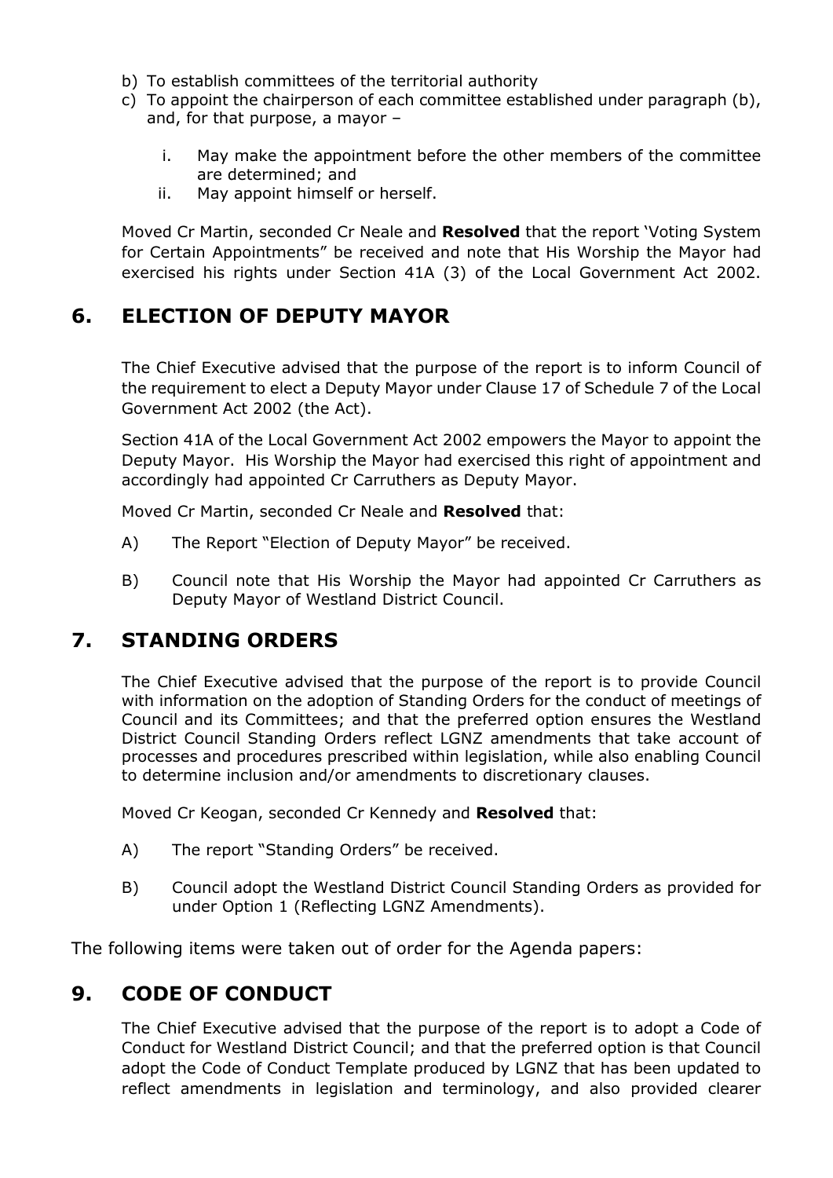b) To establish committees of the territorial authority
c) To appoint the chairperson of each committee established under paragraph (b), and, for that purpose, a mayor –
   i. May make the appointment before the other members of the committee are determined; and
   ii. May appoint himself or herself.

Moved Cr Martin, seconded Cr Neale and **Resolved** that the report 'Voting System for Certain Appointments" be received and note that His Worship the Mayor had exercised his rights under Section 41A (3) of the Local Government Act 2002.

## 6. ELECTION OF DEPUTY MAYOR

The Chief Executive advised that the purpose of the report is to inform Council of the requirement to elect a Deputy Mayor under Clause 17 of Schedule 7 of the Local Government Act 2002 (the Act).

Section 41A of the Local Government Act 2002 empowers the Mayor to appoint the Deputy Mayor. His Worship the Mayor had exercised this right of appointment and accordingly had appointed Cr Carruthers as Deputy Mayor.

Moved Cr Martin, seconded Cr Neale and **Resolved** that:

A) The Report "Election of Deputy Mayor" be received.

B) Council note that His Worship the Mayor had appointed Cr Carruthers as Deputy Mayor of Westland District Council.

## 7. STANDING ORDERS

The Chief Executive advised that the purpose of the report is to provide Council with information on the adoption of Standing Orders for the conduct of meetings of Council and its Committees; and that the preferred option ensures the Westland District Council Standing Orders reflect LGNZ amendments that take account of processes and procedures prescribed within legislation, while also enabling Council to determine inclusion and/or amendments to discretionary clauses.

Moved Cr Keogan, seconded Cr Kennedy and **Resolved** that:

A) The report "Standing Orders" be received.

B) Council adopt the Westland District Council Standing Orders as provided for under Option 1 (Reflecting LGNZ Amendments).

The following items were taken out of order for the Agenda papers:

## 9. CODE OF CONDUCT

The Chief Executive advised that the purpose of the report is to adopt a Code of Conduct for Westland District Council; and that the preferred option is that Council adopt the Code of Conduct Template produced by LGNZ that has been updated to reflect amendments in legislation and terminology, and also provided clearer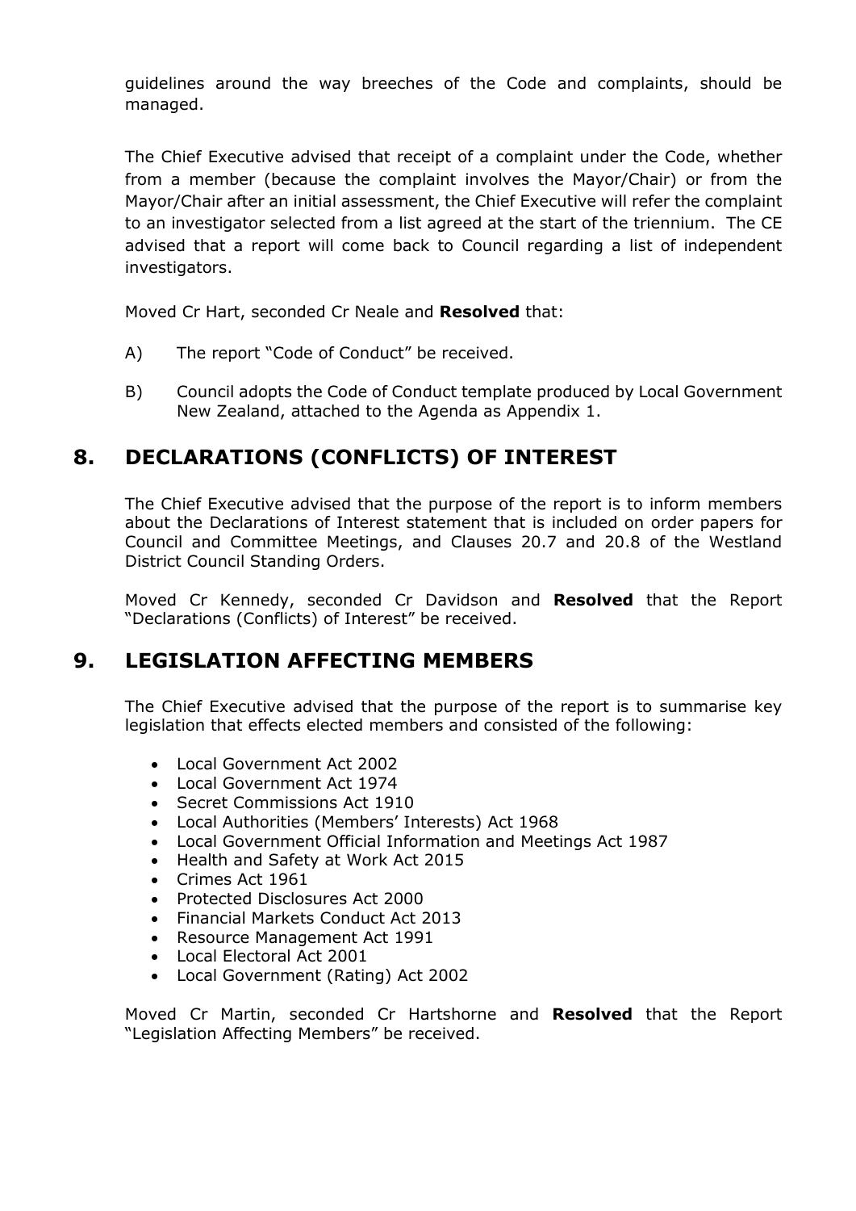guidelines around the way breeches of the Code and complaints, should be managed.

The Chief Executive advised that receipt of a complaint under the Code, whether from a member (because the complaint involves the Mayor/Chair) or from the Mayor/Chair after an initial assessment, the Chief Executive will refer the complaint to an investigator selected from a list agreed at the start of the triennium. The CE advised that a report will come back to Council regarding a list of independent investigators.

Moved Cr Hart, seconded Cr Neale and **Resolved** that:

A) The report "Code of Conduct" be received.

B) Council adopts the Code of Conduct template produced by Local Government New Zealand, attached to the Agenda as Appendix 1.

## 8. DECLARATIONS (CONFLICTS) OF INTEREST

The Chief Executive advised that the purpose of the report is to inform members about the Declarations of Interest statement that is included on order papers for Council and Committee Meetings, and Clauses 20.7 and 20.8 of the Westland District Council Standing Orders.

Moved Cr Kennedy, seconded Cr Davidson and **Resolved** that the Report "Declarations (Conflicts) of Interest" be received.

## 9. LEGISLATION AFFECTING MEMBERS

The Chief Executive advised that the purpose of the report is to summarise key legislation that effects elected members and consisted of the following:

- Local Government Act 2002
- Local Government Act 1974
- Secret Commissions Act 1910
- Local Authorities (Members' Interests) Act 1968
- Local Government Official Information and Meetings Act 1987
- Health and Safety at Work Act 2015
- Crimes Act 1961
- Protected Disclosures Act 2000
- Financial Markets Conduct Act 2013
- Resource Management Act 1991
- Local Electoral Act 2001
- Local Government (Rating) Act 2002

Moved Cr Martin, seconded Cr Hartshorne and **Resolved** that the Report "Legislation Affecting Members" be received.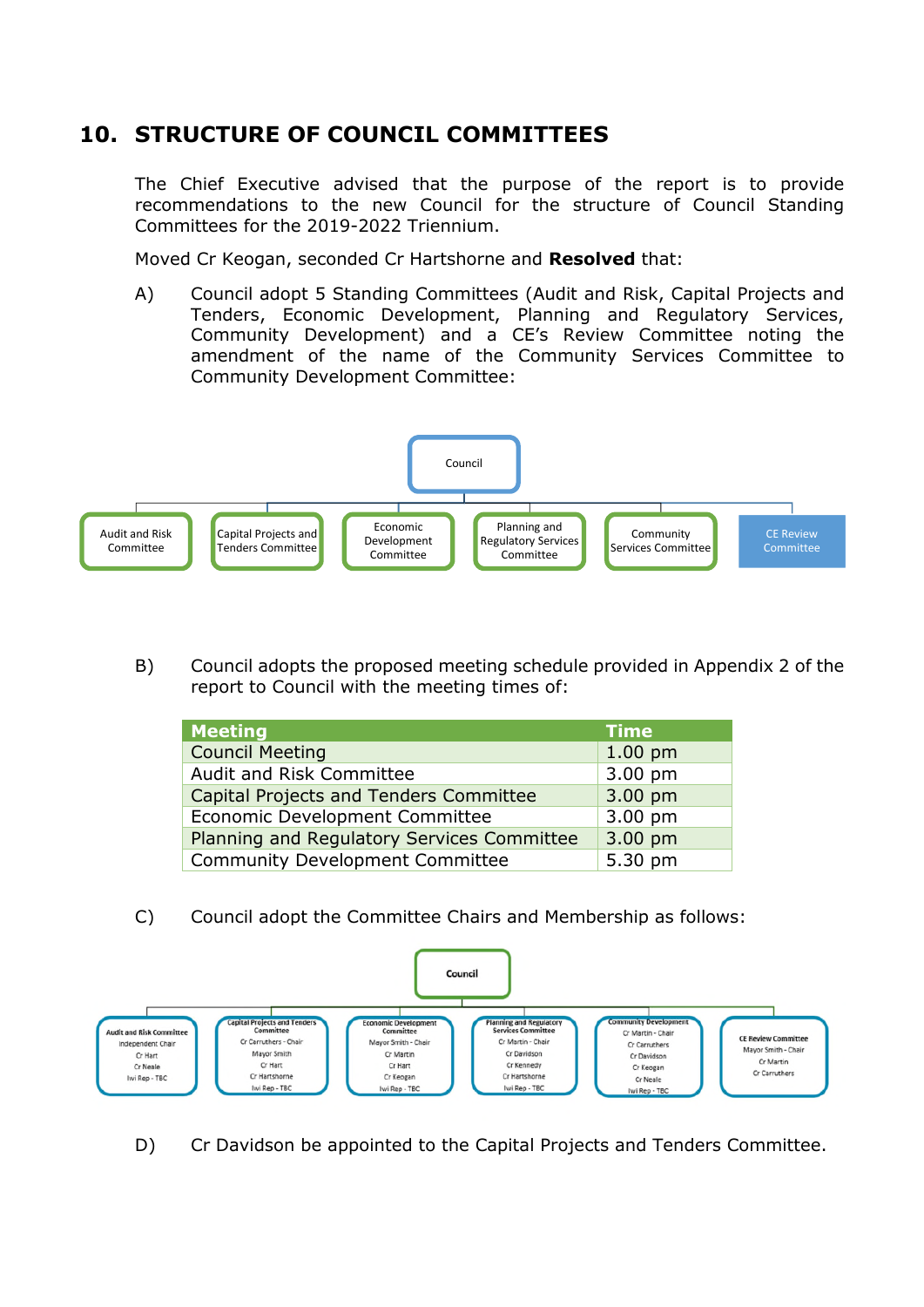## 10. STRUCTURE OF COUNCIL COMMITTEES

The Chief Executive advised that the purpose of the report is to provide recommendations to the new Council for the structure of Council Standing Committees for the 2019-2022 Triennium.

Moved Cr Keogan, seconded Cr Hartshorne and **Resolved** that:

A) Council adopt 5 Standing Committees (Audit and Risk, Capital Projects and Tenders, Economic Development, Planning and Regulatory Services, Community Development) and a CE's Review Committee noting the amendment of the name of the Community Services Committee to Community Development Committee:

Council
- Audit and Risk Committee
- Capital Projects and Tenders Committee
- Economic Development Committee
- Planning and Regulatory Services Committee
- Community Services Committee
- CE Review Committee

B) Council adopts the proposed meeting schedule provided in Appendix 2 of the report to Council with the meeting times of:

| Meeting | Time |
|---|---|
| Council Meeting | 1.00 pm |
| Audit and Risk Committee | 3.00 pm |
| Capital Projects and Tenders Committee | 3.00 pm |
| Economic Development Committee | 3.00 pm |
| Planning and Regulatory Services Committee | 3.00 pm |
| Community Development Committee | 5.30 pm |

C) Council adopt the Committee Chairs and Membership as follows:

Council
- **Audit and Risk Committee**: Independent Chair, Cr Hart, Cr Neale, Iwi Rep - TBC
- **Capital Projects and Tenders Committee**: Cr Carruthers - Chair, Mayor Smith, Cr Hart, Cr Hartshorne, Iwi Rep - TBC
- **Economic Development Committee**: Mayor Smith - Chair, Cr Martin, Cr Hart, Cr Keogan, Iwi Rep - TBC
- **Planning and Regulatory Services Committee**: Cr Martin - Chair, Cr Davidson, Cr Kennedy, Cr Hartshorne, Iwi Rep - TBC
- **Community Development**: Cr Martin - Chair, Cr Carruthers, Cr Davidson, Cr Keogan, Cr Neale, Iwi Rep - TBC
- **CE Review Committee**: Mayor Smith - Chair, Cr Martin, Cr Carruthers

D) Cr Davidson be appointed to the Capital Projects and Tenders Committee.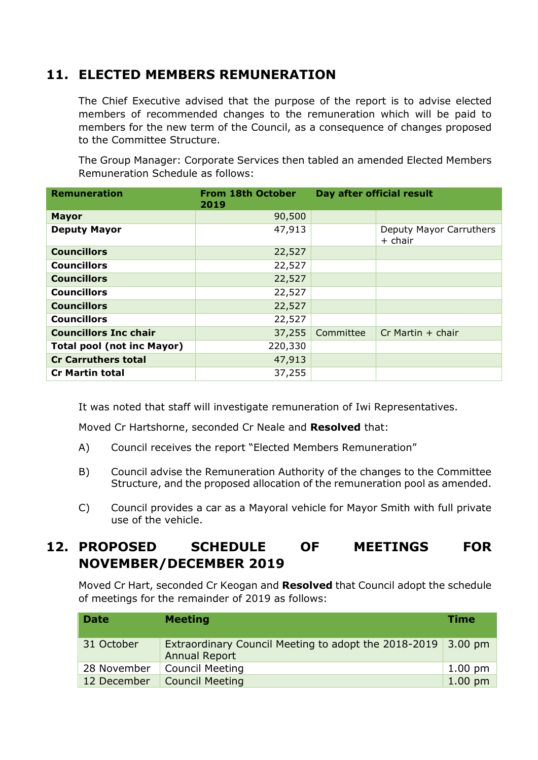## 11. ELECTED MEMBERS REMUNERATION

The Chief Executive advised that the purpose of the report is to advise elected members of recommended changes to the remuneration which will be paid to members for the new term of the Council, as a consequence of changes proposed to the Committee Structure.

The Group Manager: Corporate Services then tabled an amended Elected Members Remuneration Schedule as follows:

| Remuneration | From 18th October 2019 | Day after official result | |
|---|---|---|---|
| **Mayor** | 90,500 | | |
| **Deputy Mayor** | 47,913 | | Deputy Mayor Carruthers + chair |
| **Councillors** | 22,527 | | |
| **Councillors** | 22,527 | | |
| **Councillors** | 22,527 | | |
| **Councillors** | 22,527 | | |
| **Councillors** | 22,527 | | |
| **Councillors** | 22,527 | | |
| **Councillors Inc chair** | 37,255 | Committee | Cr Martin + chair |
| **Total pool (not inc Mayor)** | 220,330 | | |
| **Cr Carruthers total** | 47,913 | | |
| **Cr Martin total** | 37,255 | | |

It was noted that staff will investigate remuneration of Iwi Representatives.

Moved Cr Hartshorne, seconded Cr Neale and **Resolved** that:

A) Council receives the report "Elected Members Remuneration"

B) Council advise the Remuneration Authority of the changes to the Committee Structure, and the proposed allocation of the remuneration pool as amended.

C) Council provides a car as a Mayoral vehicle for Mayor Smith with full private use of the vehicle.

## 12. PROPOSED SCHEDULE OF MEETINGS FOR NOVEMBER/DECEMBER 2019

Moved Cr Hart, seconded Cr Keogan and **Resolved** that Council adopt the schedule of meetings for the remainder of 2019 as follows:

| Date | Meeting | Time |
|---|---|---|
| 31 October | Extraordinary Council Meeting to adopt the 2018-2019 Annual Report | 3.00 pm |
| 28 November | Council Meeting | 1.00 pm |
| 12 December | Council Meeting | 1.00 pm |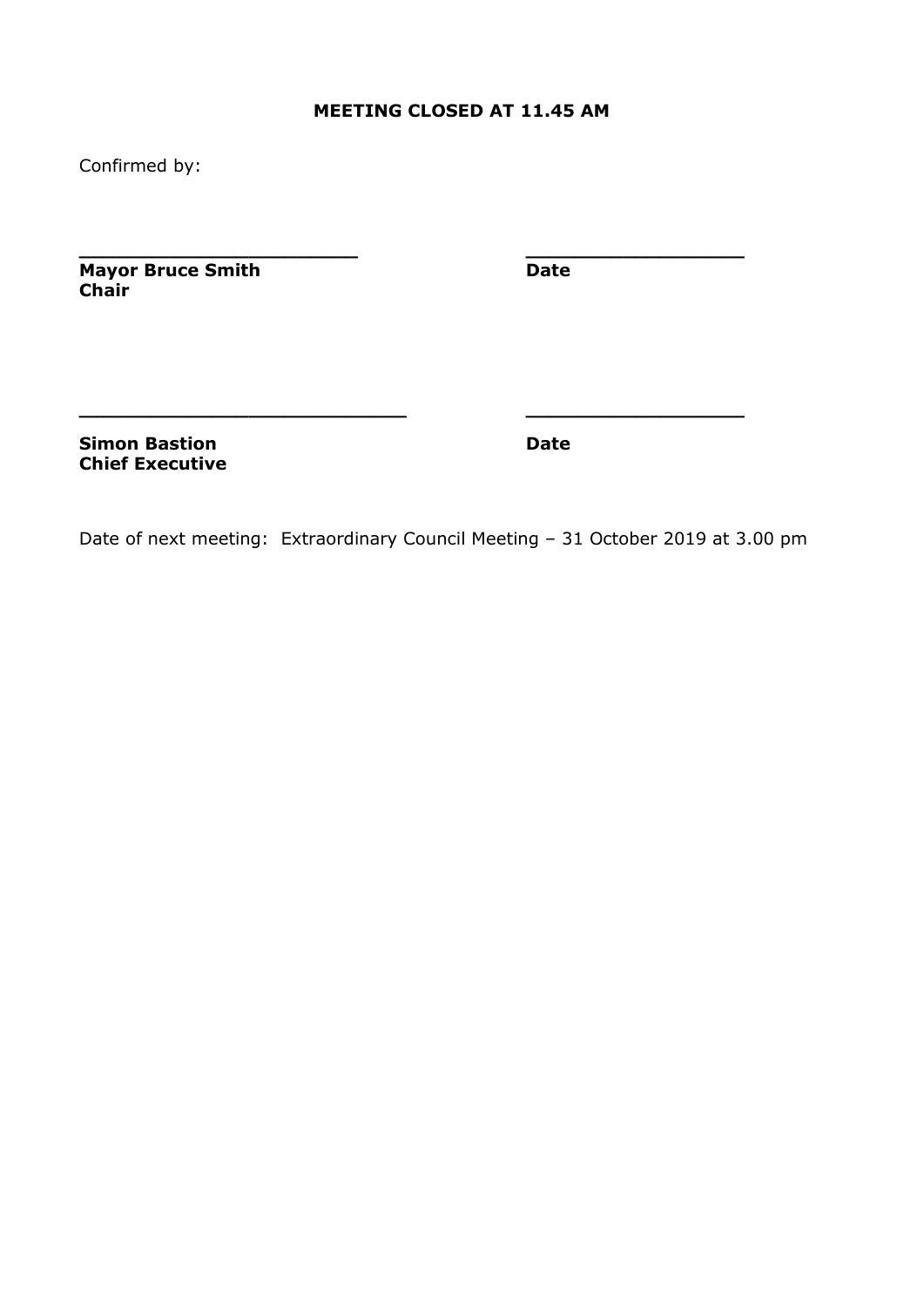**MEETING CLOSED AT 11.45 AM**

Confirmed by:

\_\_\_\_\_\_\_\_\_\_\_\_\_\_\_\_\_\_\_\_\_\_\_\_ \_\_\_\_\_\_\_\_\_\_\_\_\_\_\_\_\_\_\_

**Mayor Bruce Smith**
**Chair**

**Date**

\_\_\_\_\_\_\_\_\_\_\_\_\_\_\_\_\_\_\_\_\_\_\_\_\_\_\_\_ \_\_\_\_\_\_\_\_\_\_\_\_\_\_\_\_\_\_\_

**Simon Bastion**
**Chief Executive**

**Date**

Date of next meeting: Extraordinary Council Meeting – 31 October 2019 at 3.00 pm